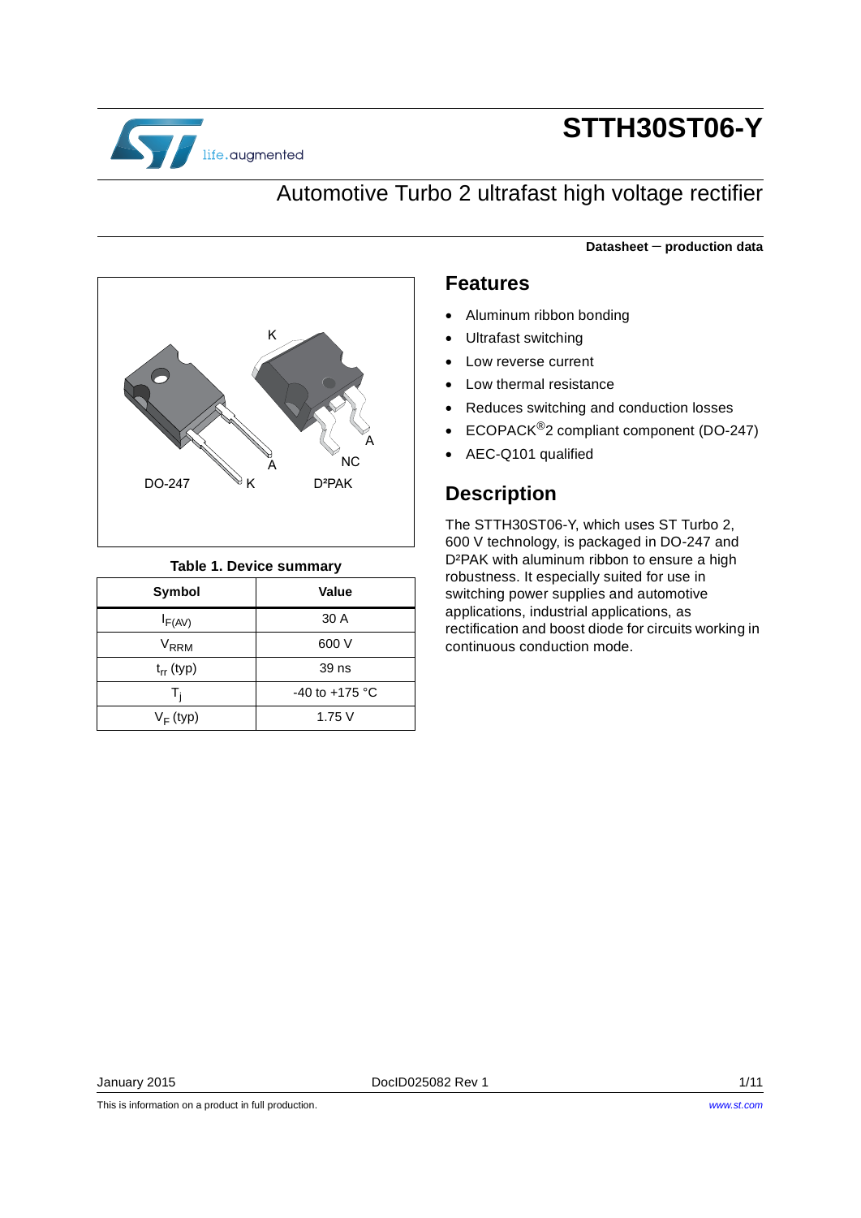# STTH30ST06-Y

## Automotive Turbo 2 ultrafast high voltage rectifier

**Datasheet − production data**

K

A

NC

A

K

DO-247

D²PAK

**Table 1. Device summary**

| Symbol | Value |
|---|---|
| $I_{F(AV)}$ | 30 A |
| $V_{RRM}$ | 600 V |
| $t_{rr}$ (typ) | 39 ns |
| $T_j$ | -40 to +175 °C |
| $V_F$ (typ) | 1.75 V |

## Features

- Aluminum ribbon bonding
- Ultrafast switching
- Low reverse current
- Low thermal resistance
- Reduces switching and conduction losses
- ECOPACK®2 compliant component (DO-247)
- AEC-Q101 qualified

## Description

The STTH30ST06-Y, which uses ST Turbo 2, 600 V technology, is packaged in DO-247 and D²PAK with aluminum ribbon to ensure a high robustness. It especially suited for use in switching power supplies and automotive applications, industrial applications, as rectification and boost diode for circuits working in continuous conduction mode.

January 2015 DocID025082 Rev 1

This is information on a product in full production. www.st.com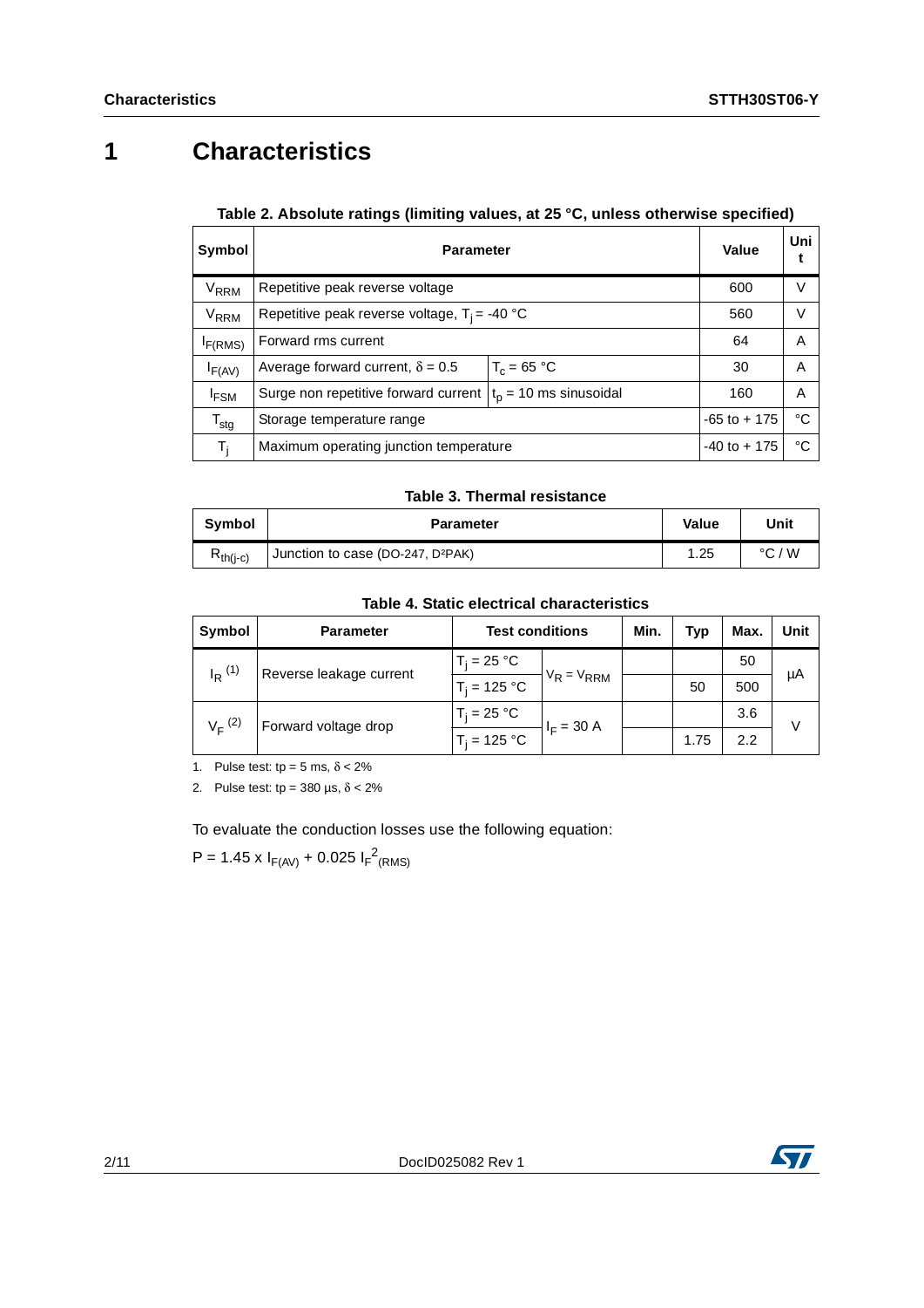# 1 Characteristics

**Table 2. Absolute ratings (limiting values, at 25 °C, unless otherwise specified)**

| Symbol | Parameter | | Value | Unit |
|---|---|---|---|---|
| $V_{RRM}$ | Repetitive peak reverse voltage | | 600 | V |
| $V_{RRM}$ | Repetitive peak reverse voltage, $T_j$ = -40 °C | | 560 | V |
| $I_{F(RMS)}$ | Forward rms current | | 64 | A |
| $I_{F(AV)}$ | Average forward current, $\delta$ = 0.5 | $T_c$ = 65 °C | 30 | A |
| $I_{FSM}$ | Surge non repetitive forward current | $t_p$ = 10 ms sinusoidal | 160 | A |
| $T_{stg}$ | Storage temperature range | | -65 to + 175 | °C |
| $T_j$ | Maximum operating junction temperature | | -40 to + 175 | °C |

**Table 3. Thermal resistance**

| Symbol | Parameter | Value | Unit |
|---|---|---|---|
| $R_{th(j-c)}$ | Junction to case (DO-247, D²PAK) | 1.25 | °C / W |

**Table 4. Static electrical characteristics**

| Symbol | Parameter | Test conditions | | Min. | Typ | Max. | Unit |
|---|---|---|---|---|---|---|---|
| $I_R$ (1) | Reverse leakage current | $T_j$ = 25 °C | $V_R = V_{RRM}$ | | | 50 | µA |
| | | $T_j$ = 125 °C | | | 50 | 500 | |
| $V_F$ (2) | Forward voltage drop | $T_j$ = 25 °C | $I_F$ = 30 A | | | 3.6 | V |
| | | $T_j$ = 125 °C | | | 1.75 | 2.2 | |

1. Pulse test: tp = 5 ms, $\delta$ < 2%
2. Pulse test: tp = 380 µs, $\delta$ < 2%

To evaluate the conduction losses use the following equation:

$P = 1.45 \times I_{F(AV)} + 0.025\, I_{F}^{2}{}_{(RMS)}$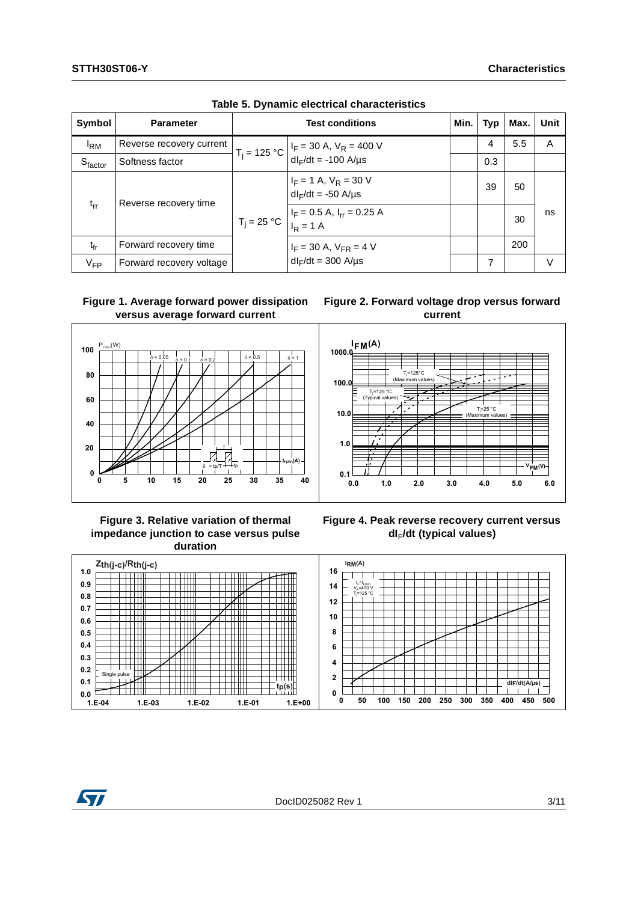**Table 5. Dynamic electrical characteristics**

| Symbol | Parameter | Test conditions | | Min. | Typ | Max. | Unit |
|---|---|---|---|---|---|---|---|
| $I_{RM}$ | Reverse recovery current | $T_j$ = 125 °C | $I_F$ = 30 A, $V_R$ = 400 V $dI_F/dt$ = -100 A/µs | | 4 | 5.5 | A |
| $S_{factor}$ | Softness factor | | | | 0.3 | | |
| $t_{rr}$ | Reverse recovery time | $T_j$ = 25 °C | $I_F$ = 1 A, $V_R$ = 30 V $dI_F/dt$ = -50 A/µs | | 39 | 50 | ns |
| | | | $I_F$ = 0.5 A, $I_{rr}$ = 0.25 A $I_R$ = 1 A | | | 30 | |
| $t_{fr}$ | Forward recovery time | | $I_F$ = 30 A, $V_{FR}$ = 4 V $dI_F/dt$ = 300 A/µs | | | 200 | |
| $V_{FP}$ | Forward recovery voltage | | | | 7 | | V |

**Figure 1. Average forward power dissipation versus average forward current**

**Figure 2. Forward voltage drop versus forward current**

**Figure 3. Relative variation of thermal impedance junction to case versus pulse duration**

**Figure 4. Peak reverse recovery current versus $dI_F/dt$ (typical values)**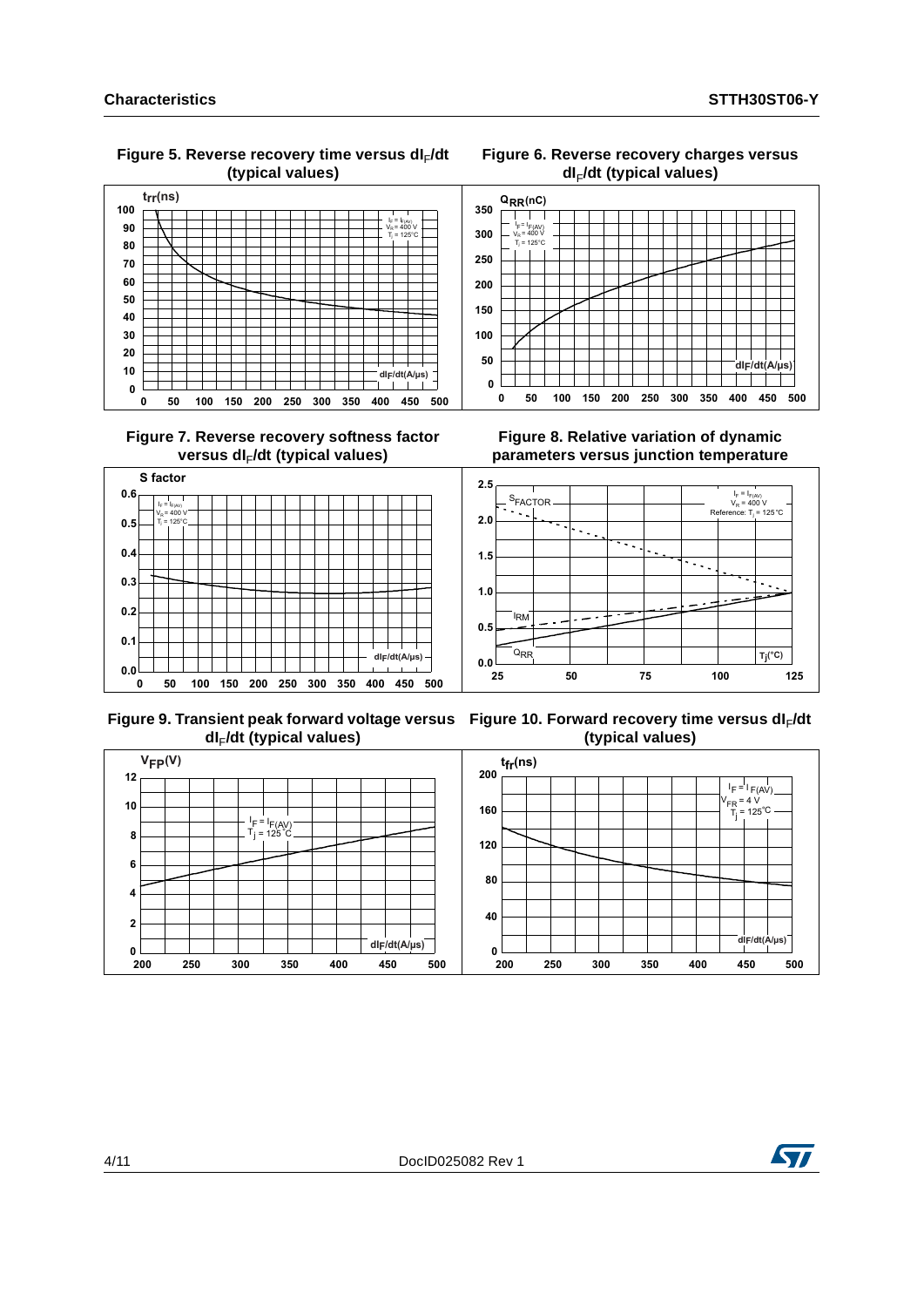Figure 5. Reverse recovery time versus $dI_F/dt$ (typical values)

Figure 6. Reverse recovery charges versus $dI_F/dt$ (typical values)

Figure 7. Reverse recovery softness factor versus $dI_F/dt$ (typical values)

Figure 8. Relative variation of dynamic parameters versus junction temperature

Figure 9. Transient peak forward voltage versus $dI_F/dt$ (typical values)

Figure 10. Forward recovery time versus $dI_F/dt$ (typical values)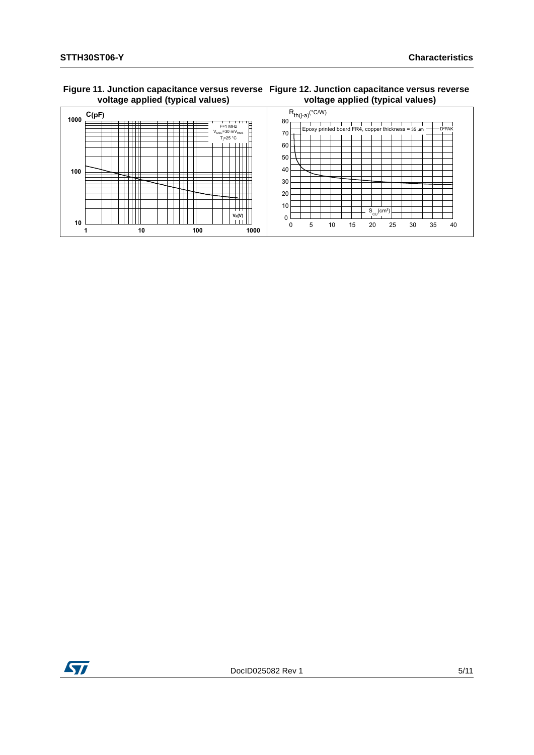**Figure 11. Junction capacitance versus reverse voltage applied (typical values)**

**Figure 12. Junction capacitance versus reverse voltage applied (typical values)**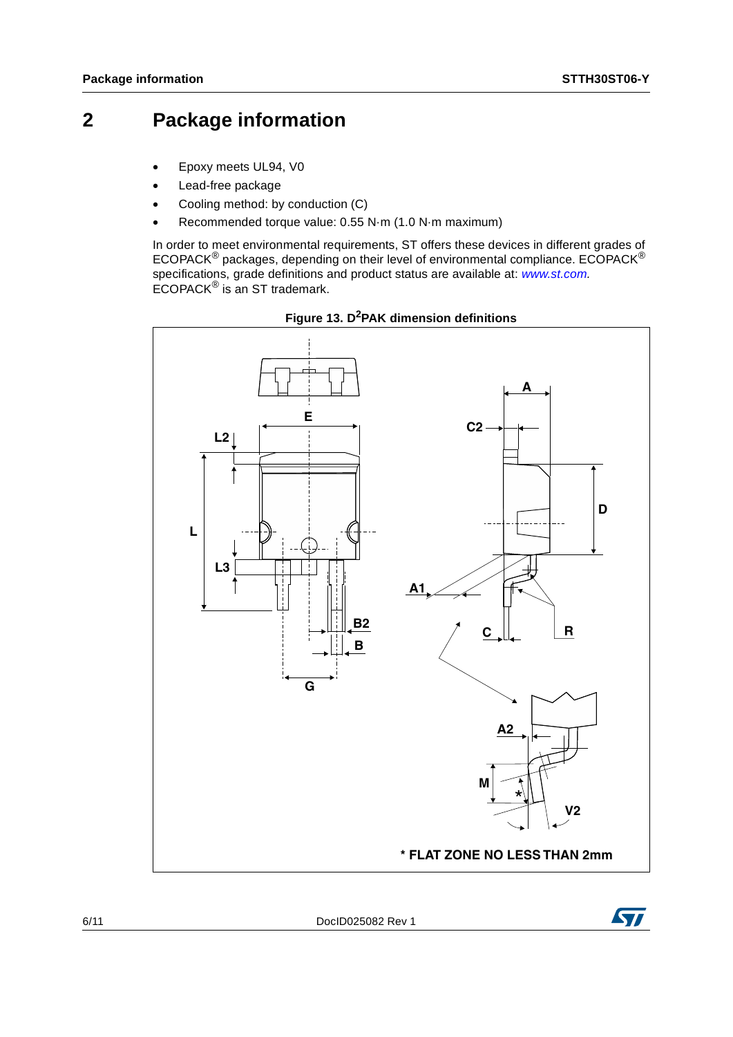# 2 Package information

- Epoxy meets UL94, V0
- Lead-free package
- Cooling method: by conduction (C)
- Recommended torque value: 0.55 N·m (1.0 N·m maximum)

In order to meet environmental requirements, ST offers these devices in different grades of ECOPACK® packages, depending on their level of environmental compliance. ECOPACK® specifications, grade definitions and product status are available at: *www.st.com.* ECOPACK® is an ST trademark.

**Figure 13. D²PAK dimension definitions**

* FLAT ZONE NO LESS THAN 2mm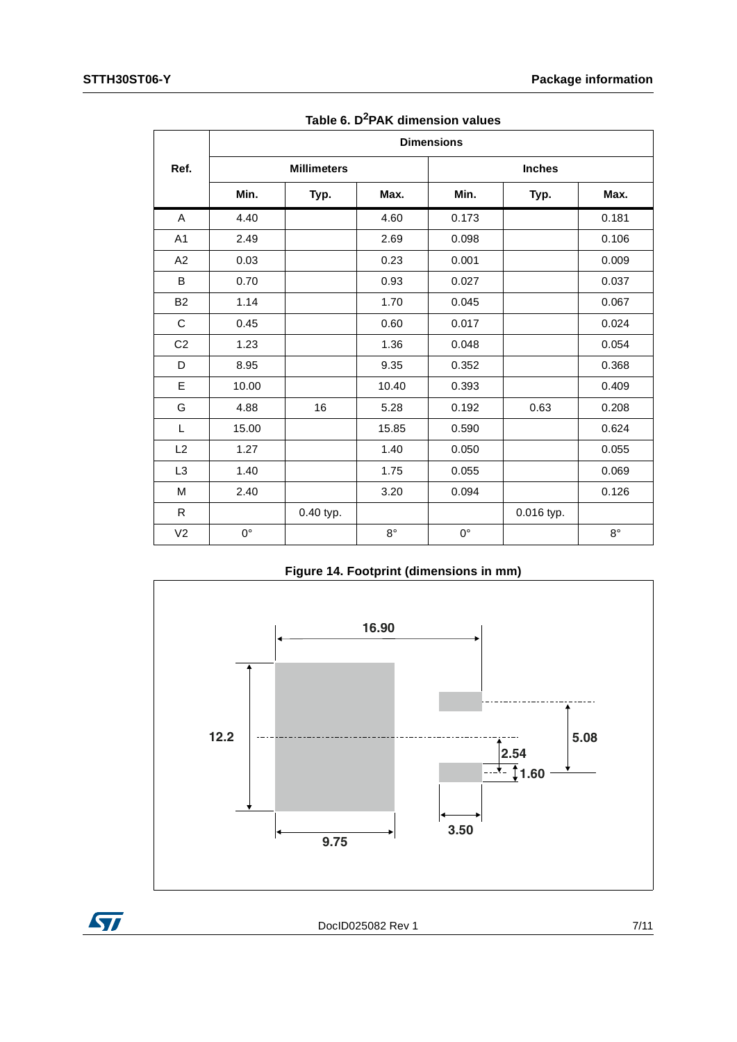Table 6. D²PAK dimension values

| Ref. | Dimensions | | | | | |
|---|---|---|---|---|---|---|
| | Millimeters | | | Inches | | |
| | Min. | Typ. | Max. | Min. | Typ. | Max. |
| A | 4.40 | | 4.60 | 0.173 | | 0.181 |
| A1 | 2.49 | | 2.69 | 0.098 | | 0.106 |
| A2 | 0.03 | | 0.23 | 0.001 | | 0.009 |
| B | 0.70 | | 0.93 | 0.027 | | 0.037 |
| B2 | 1.14 | | 1.70 | 0.045 | | 0.067 |
| C | 0.45 | | 0.60 | 0.017 | | 0.024 |
| C2 | 1.23 | | 1.36 | 0.048 | | 0.054 |
| D | 8.95 | | 9.35 | 0.352 | | 0.368 |
| E | 10.00 | | 10.40 | 0.393 | | 0.409 |
| G | 4.88 | 16 | 5.28 | 0.192 | 0.63 | 0.208 |
| L | 15.00 | | 15.85 | 0.590 | | 0.624 |
| L2 | 1.27 | | 1.40 | 0.050 | | 0.055 |
| L3 | 1.40 | | 1.75 | 0.055 | | 0.069 |
| M | 2.40 | | 3.20 | 0.094 | | 0.126 |
| R | | 0.40 typ. | | | 0.016 typ. | |
| V2 | 0° | | 8° | 0° | | 8° |

Figure 14. Footprint (dimensions in mm)

16.90

12.2

5.08

2.54

1.60

9.75

3.50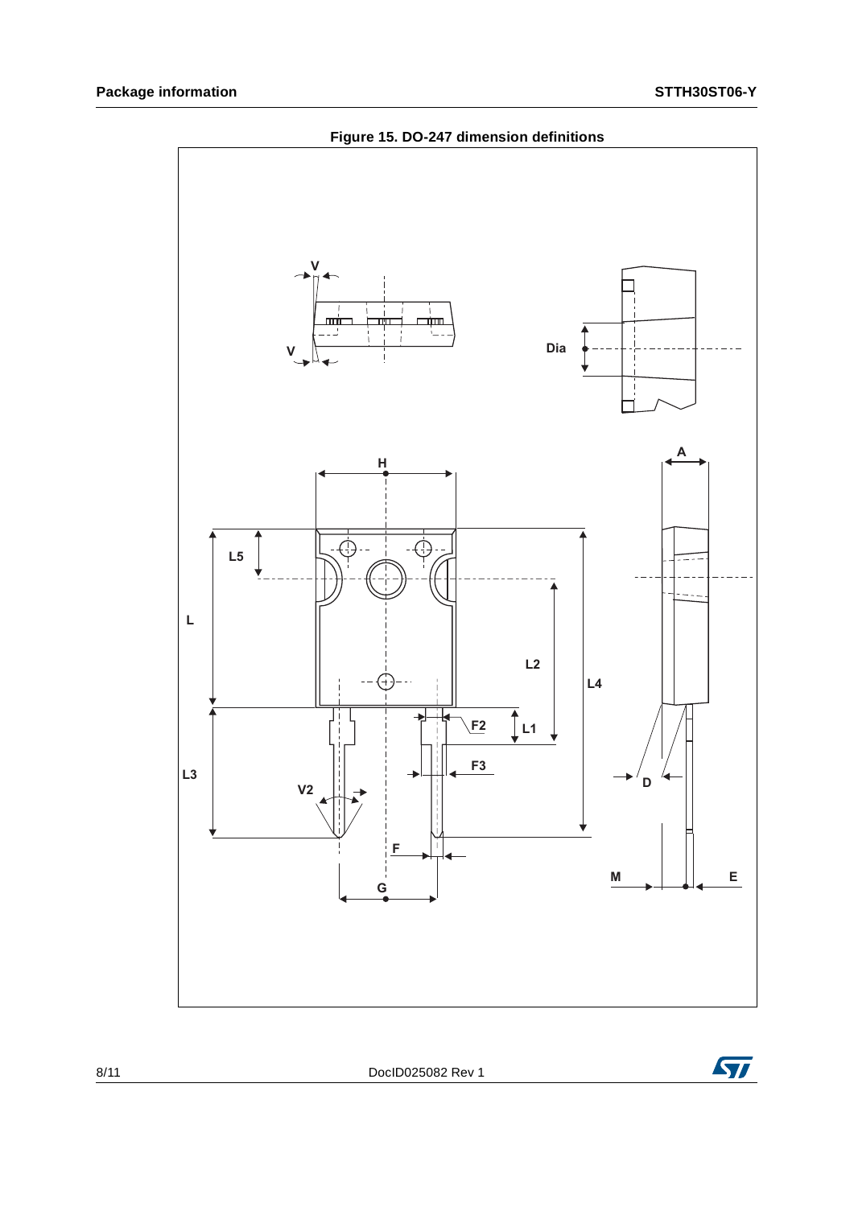Figure 15. DO-247 dimension definitions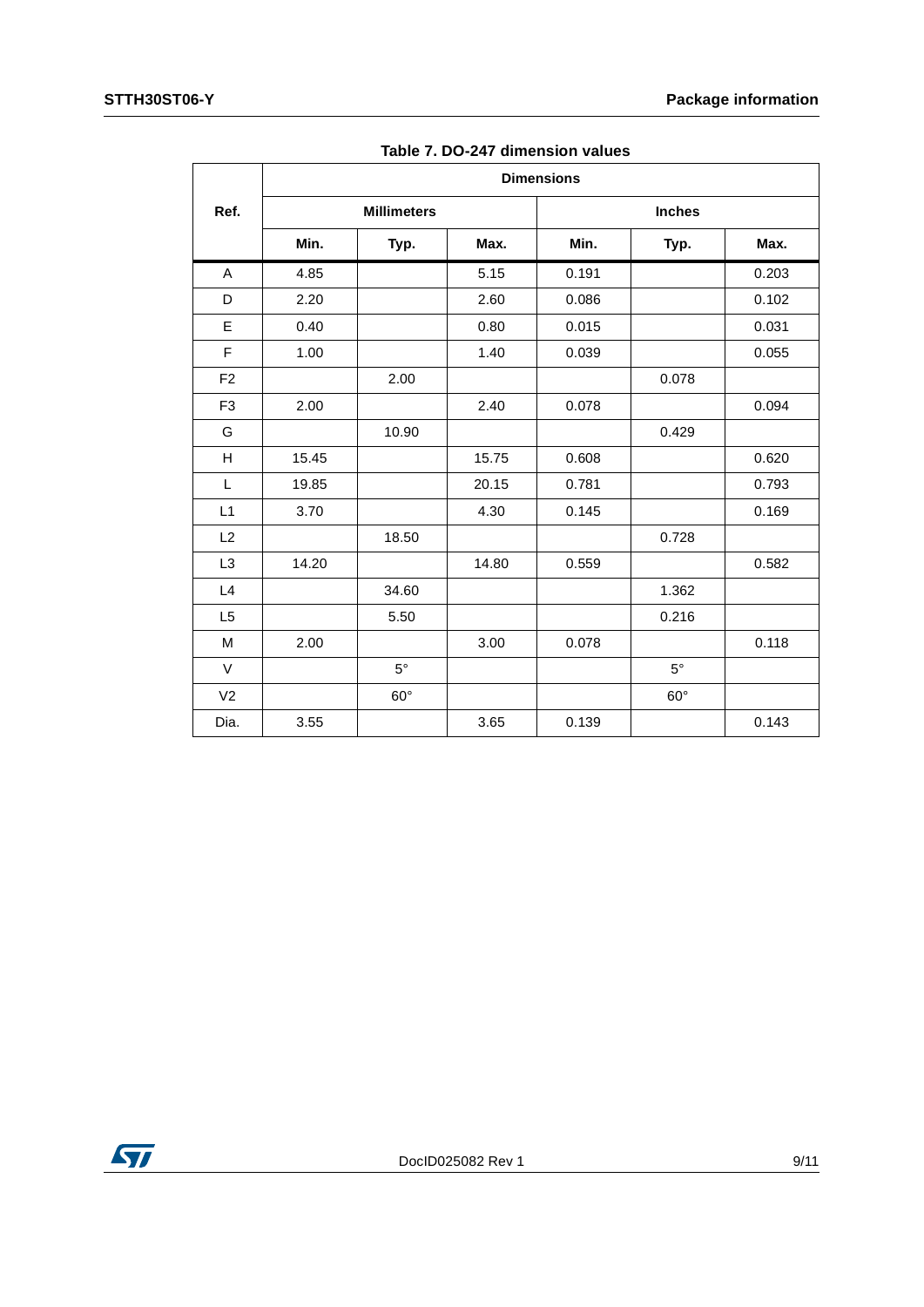Table 7. DO-247 dimension values

| Ref. | Dimensions | | | | | |
|---|---|---|---|---|---|---|
| | Millimeters | | | Inches | | |
| | Min. | Typ. | Max. | Min. | Typ. | Max. |
| A | 4.85 | | 5.15 | 0.191 | | 0.203 |
| D | 2.20 | | 2.60 | 0.086 | | 0.102 |
| E | 0.40 | | 0.80 | 0.015 | | 0.031 |
| F | 1.00 | | 1.40 | 0.039 | | 0.055 |
| F2 | | 2.00 | | | 0.078 | |
| F3 | 2.00 | | 2.40 | 0.078 | | 0.094 |
| G | | 10.90 | | | 0.429 | |
| H | 15.45 | | 15.75 | 0.608 | | 0.620 |
| L | 19.85 | | 20.15 | 0.781 | | 0.793 |
| L1 | 3.70 | | 4.30 | 0.145 | | 0.169 |
| L2 | | 18.50 | | | 0.728 | |
| L3 | 14.20 | | 14.80 | 0.559 | | 0.582 |
| L4 | | 34.60 | | | 1.362 | |
| L5 | | 5.50 | | | 0.216 | |
| M | 2.00 | | 3.00 | 0.078 | | 0.118 |
| V | | 5° | | | 5° | |
| V2 | | 60° | | | 60° | |
| Dia. | 3.55 | | 3.65 | 0.139 | | 0.143 |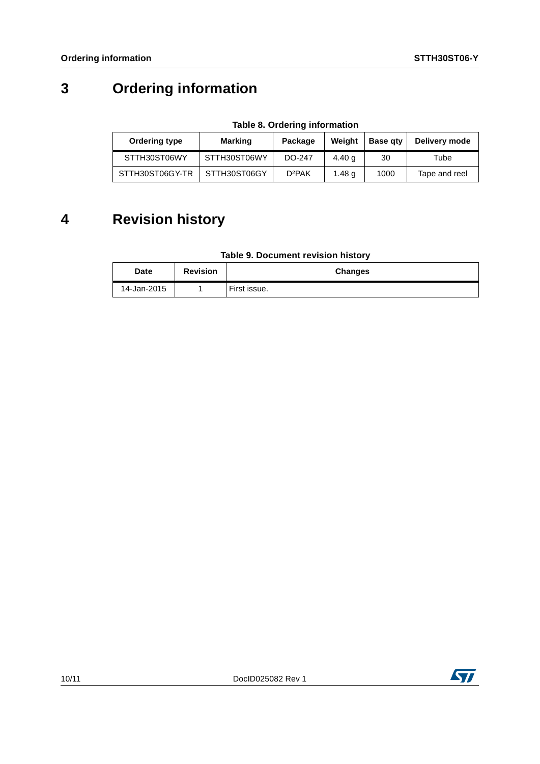# 3 Ordering information

**Table 8. Ordering information**

| Ordering type | Marking | Package | Weight | Base qty | Delivery mode |
|---|---|---|---|---|---|
| STTH30ST06WY | STTH30ST06WY | DO-247 | 4.40 g | 30 | Tube |
| STTH30ST06GY-TR | STTH30ST06GY | $D^2PAK$ | 1.48 g | 1000 | Tape and reel |

# 4 Revision history

**Table 9. Document revision history**

| Date | Revision | Changes |
|---|---|---|
| 14-Jan-2015 | 1 | First issue. |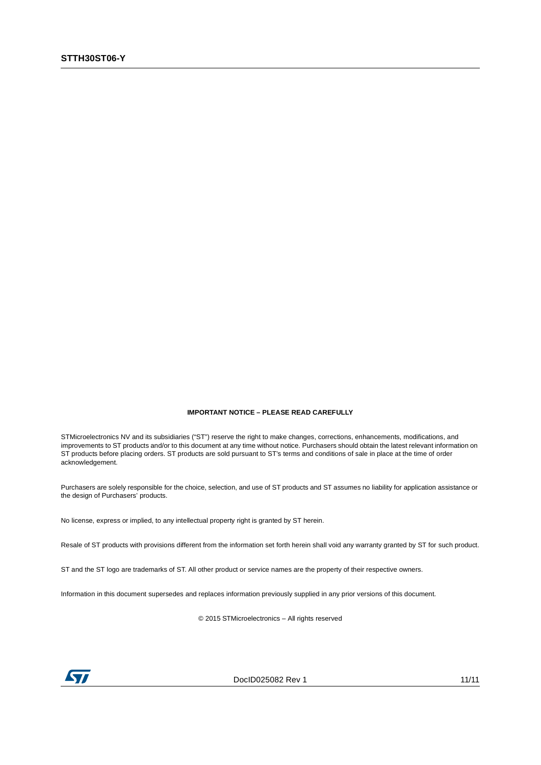**IMPORTANT NOTICE – PLEASE READ CAREFULLY**

STMicroelectronics NV and its subsidiaries ("ST") reserve the right to make changes, corrections, enhancements, modifications, and improvements to ST products and/or to this document at any time without notice. Purchasers should obtain the latest relevant information on ST products before placing orders. ST products are sold pursuant to ST's terms and conditions of sale in place at the time of order acknowledgement.

Purchasers are solely responsible for the choice, selection, and use of ST products and ST assumes no liability for application assistance or the design of Purchasers' products.

No license, express or implied, to any intellectual property right is granted by ST herein.

Resale of ST products with provisions different from the information set forth herein shall void any warranty granted by ST for such product.

ST and the ST logo are trademarks of ST. All other product or service names are the property of their respective owners.

Information in this document supersedes and replaces information previously supplied in any prior versions of this document.

© 2015 STMicroelectronics – All rights reserved